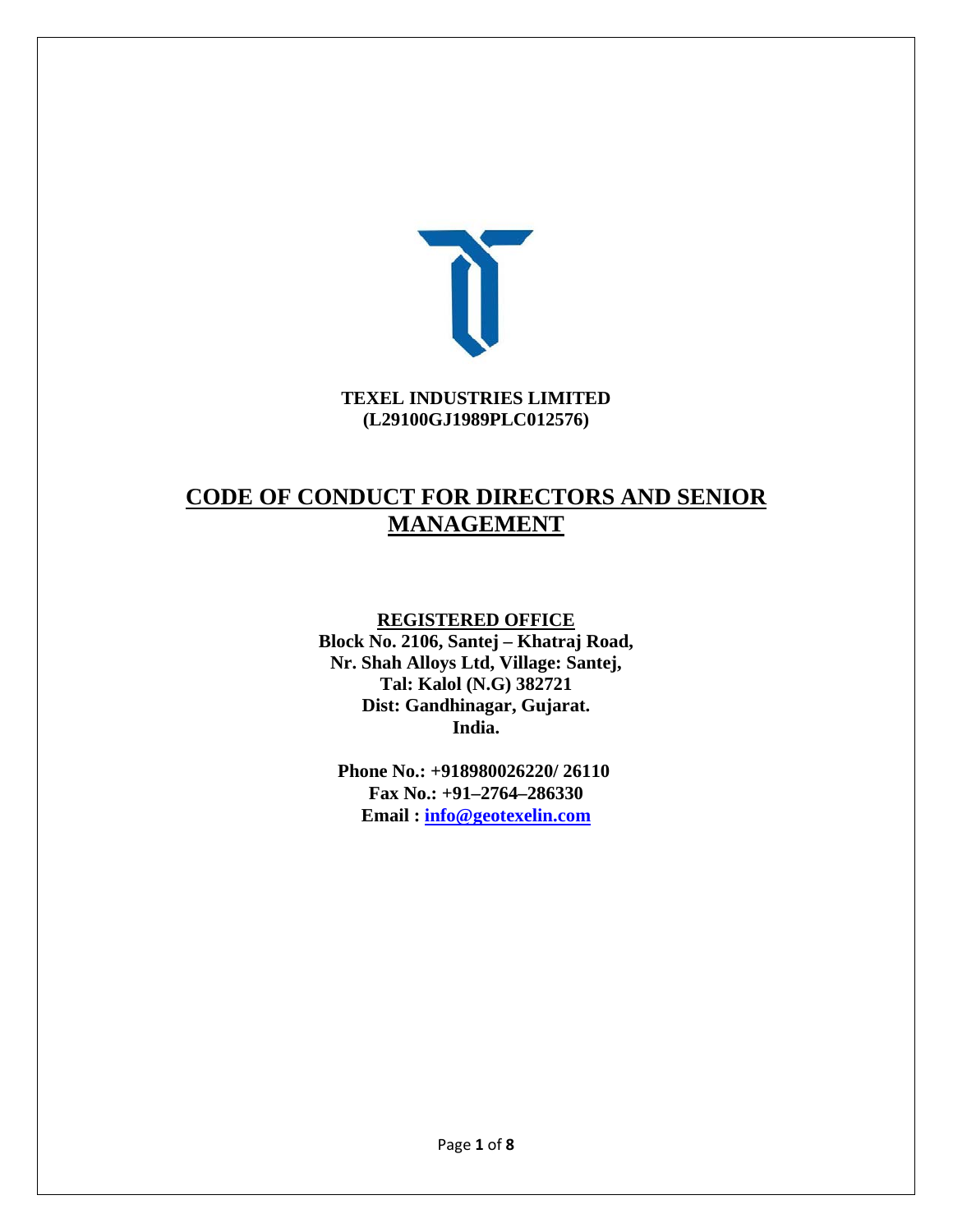**TEXEL INDUSTRIES LIMITED**
**(L29100GJ1989PLC012576)**

# CODE OF CONDUCT FOR DIRECTORS AND SENIOR MANAGEMENT

**REGISTERED OFFICE**

**Block No. 2106, Santej – Khatraj Road,**
**Nr. Shah Alloys Ltd, Village: Santej,**
**Tal: Kalol (N.G) 382721**
**Dist: Gandhinagar, Gujarat.**
**India.**

**Phone No.: +918980026220/ 26110**
**Fax No.: +91–2764–286330**
**Email : info@geotexelin.com**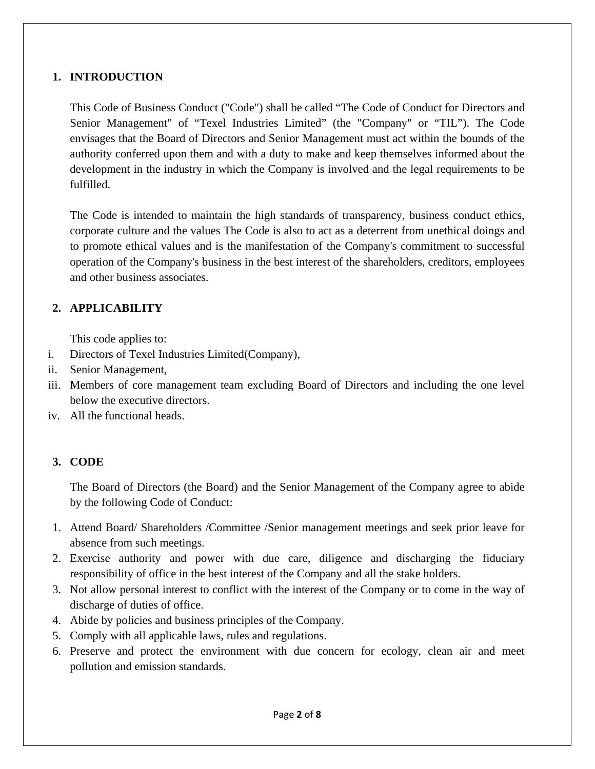## 1. INTRODUCTION

This Code of Business Conduct ("Code") shall be called "The Code of Conduct for Directors and Senior Management" of "Texel Industries Limited" (the "Company" or "TIL"). The Code envisages that the Board of Directors and Senior Management must act within the bounds of the authority conferred upon them and with a duty to make and keep themselves informed about the development in the industry in which the Company is involved and the legal requirements to be fulfilled.

The Code is intended to maintain the high standards of transparency, business conduct ethics, corporate culture and the values The Code is also to act as a deterrent from unethical doings and to promote ethical values and is the manifestation of the Company's commitment to successful operation of the Company's business in the best interest of the shareholders, creditors, employees and other business associates.

## 2. APPLICABILITY

This code applies to:

i. Directors of Texel Industries Limited(Company),
ii. Senior Management,
iii. Members of core management team excluding Board of Directors and including the one level below the executive directors.
iv. All the functional heads.

## 3. CODE

The Board of Directors (the Board) and the Senior Management of the Company agree to abide by the following Code of Conduct:

1. Attend Board/ Shareholders /Committee /Senior management meetings and seek prior leave for absence from such meetings.
2. Exercise authority and power with due care, diligence and discharging the fiduciary responsibility of office in the best interest of the Company and all the stake holders.
3. Not allow personal interest to conflict with the interest of the Company or to come in the way of discharge of duties of office.
4. Abide by policies and business principles of the Company.
5. Comply with all applicable laws, rules and regulations.
6. Preserve and protect the environment with due concern for ecology, clean air and meet pollution and emission standards.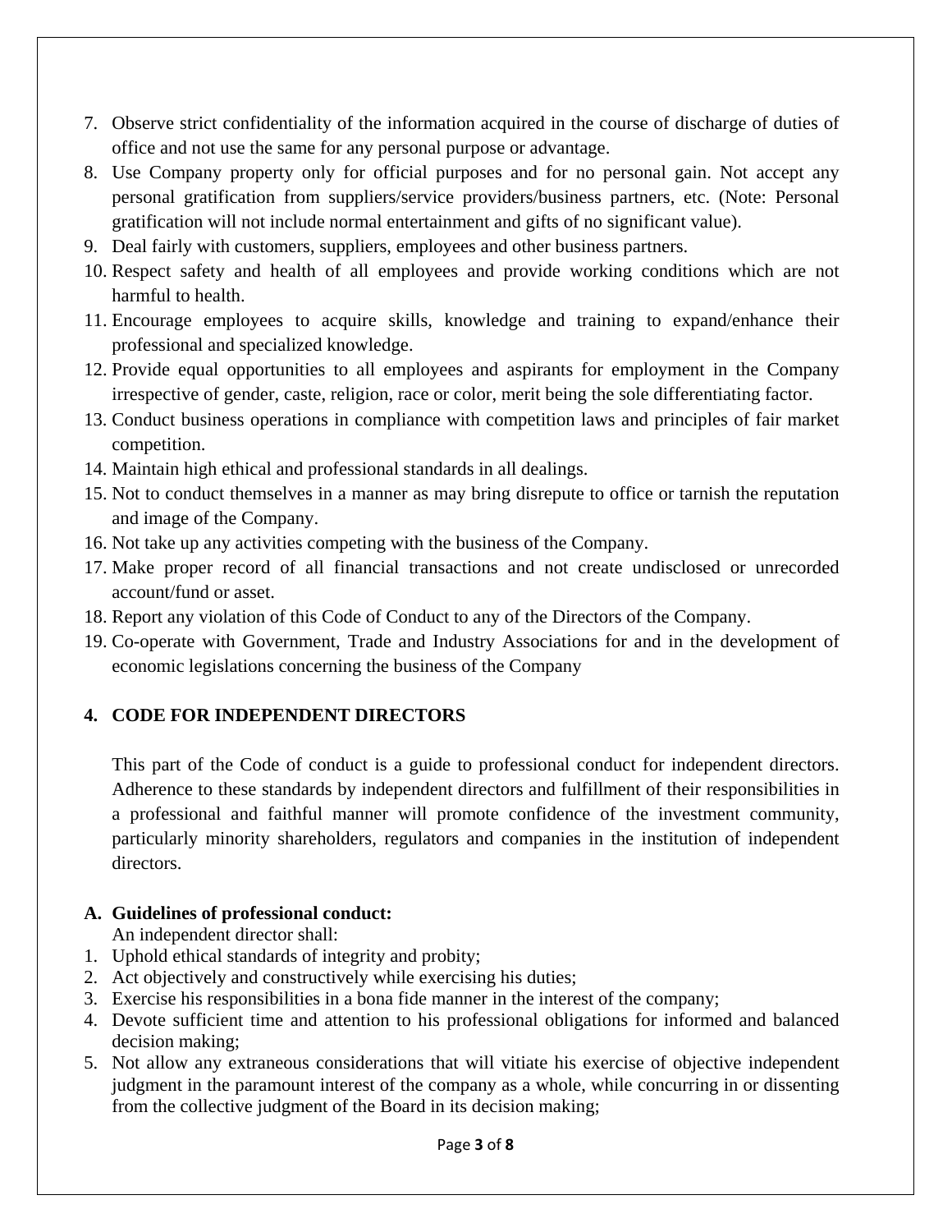7. Observe strict confidentiality of the information acquired in the course of discharge of duties of office and not use the same for any personal purpose or advantage.
8. Use Company property only for official purposes and for no personal gain. Not accept any personal gratification from suppliers/service providers/business partners, etc. (Note: Personal gratification will not include normal entertainment and gifts of no significant value).
9. Deal fairly with customers, suppliers, employees and other business partners.
10. Respect safety and health of all employees and provide working conditions which are not harmful to health.
11. Encourage employees to acquire skills, knowledge and training to expand/enhance their professional and specialized knowledge.
12. Provide equal opportunities to all employees and aspirants for employment in the Company irrespective of gender, caste, religion, race or color, merit being the sole differentiating factor.
13. Conduct business operations in compliance with competition laws and principles of fair market competition.
14. Maintain high ethical and professional standards in all dealings.
15. Not to conduct themselves in a manner as may bring disrepute to office or tarnish the reputation and image of the Company.
16. Not take up any activities competing with the business of the Company.
17. Make proper record of all financial transactions and not create undisclosed or unrecorded account/fund or asset.
18. Report any violation of this Code of Conduct to any of the Directors of the Company.
19. Co-operate with Government, Trade and Industry Associations for and in the development of economic legislations concerning the business of the Company

## 4. CODE FOR INDEPENDENT DIRECTORS

This part of the Code of conduct is a guide to professional conduct for independent directors. Adherence to these standards by independent directors and fulfillment of their responsibilities in a professional and faithful manner will promote confidence of the investment community, particularly minority shareholders, regulators and companies in the institution of independent directors.

### A. Guidelines of professional conduct:

An independent director shall:

1. Uphold ethical standards of integrity and probity;
2. Act objectively and constructively while exercising his duties;
3. Exercise his responsibilities in a bona fide manner in the interest of the company;
4. Devote sufficient time and attention to his professional obligations for informed and balanced decision making;
5. Not allow any extraneous considerations that will vitiate his exercise of objective independent judgment in the paramount interest of the company as a whole, while concurring in or dissenting from the collective judgment of the Board in its decision making;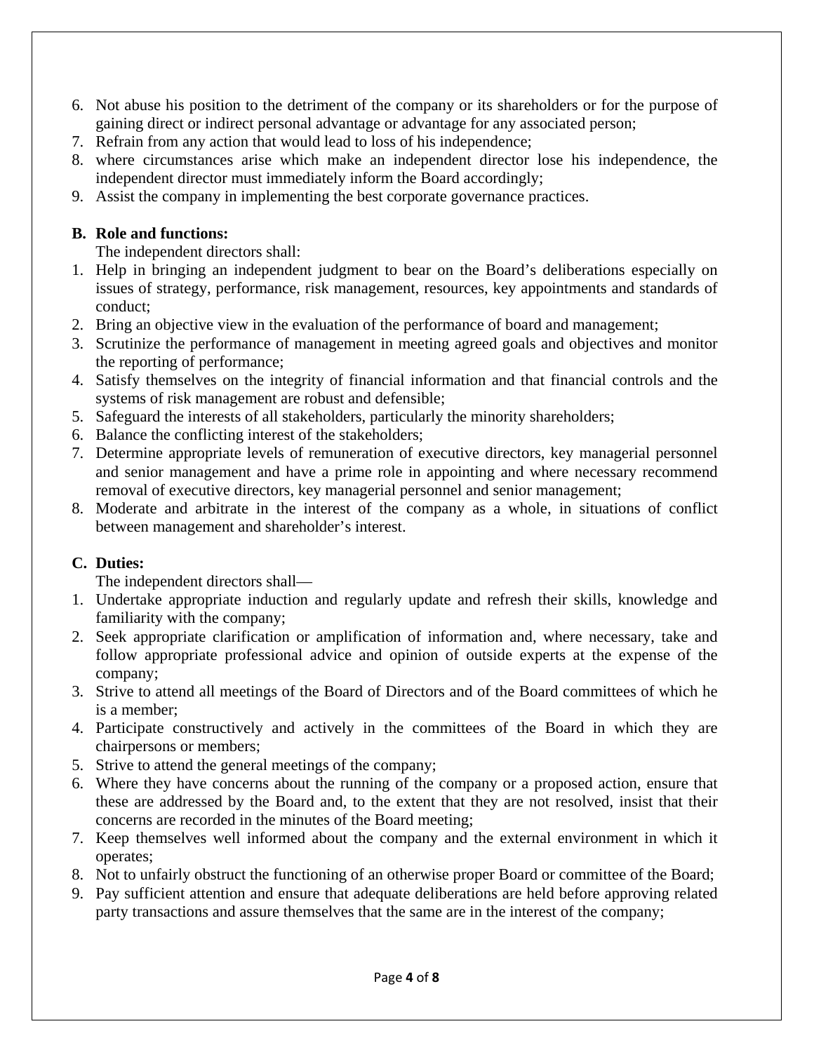6. Not abuse his position to the detriment of the company or its shareholders or for the purpose of gaining direct or indirect personal advantage or advantage for any associated person;
7. Refrain from any action that would lead to loss of his independence;
8. where circumstances arise which make an independent director lose his independence, the independent director must immediately inform the Board accordingly;
9. Assist the company in implementing the best corporate governance practices.

**B. Role and functions:**

The independent directors shall:

1. Help in bringing an independent judgment to bear on the Board's deliberations especially on issues of strategy, performance, risk management, resources, key appointments and standards of conduct;
2. Bring an objective view in the evaluation of the performance of board and management;
3. Scrutinize the performance of management in meeting agreed goals and objectives and monitor the reporting of performance;
4. Satisfy themselves on the integrity of financial information and that financial controls and the systems of risk management are robust and defensible;
5. Safeguard the interests of all stakeholders, particularly the minority shareholders;
6. Balance the conflicting interest of the stakeholders;
7. Determine appropriate levels of remuneration of executive directors, key managerial personnel and senior management and have a prime role in appointing and where necessary recommend removal of executive directors, key managerial personnel and senior management;
8. Moderate and arbitrate in the interest of the company as a whole, in situations of conflict between management and shareholder's interest.

**C. Duties:**

The independent directors shall—

1. Undertake appropriate induction and regularly update and refresh their skills, knowledge and familiarity with the company;
2. Seek appropriate clarification or amplification of information and, where necessary, take and follow appropriate professional advice and opinion of outside experts at the expense of the company;
3. Strive to attend all meetings of the Board of Directors and of the Board committees of which he is a member;
4. Participate constructively and actively in the committees of the Board in which they are chairpersons or members;
5. Strive to attend the general meetings of the company;
6. Where they have concerns about the running of the company or a proposed action, ensure that these are addressed by the Board and, to the extent that they are not resolved, insist that their concerns are recorded in the minutes of the Board meeting;
7. Keep themselves well informed about the company and the external environment in which it operates;
8. Not to unfairly obstruct the functioning of an otherwise proper Board or committee of the Board;
9. Pay sufficient attention and ensure that adequate deliberations are held before approving related party transactions and assure themselves that the same are in the interest of the company;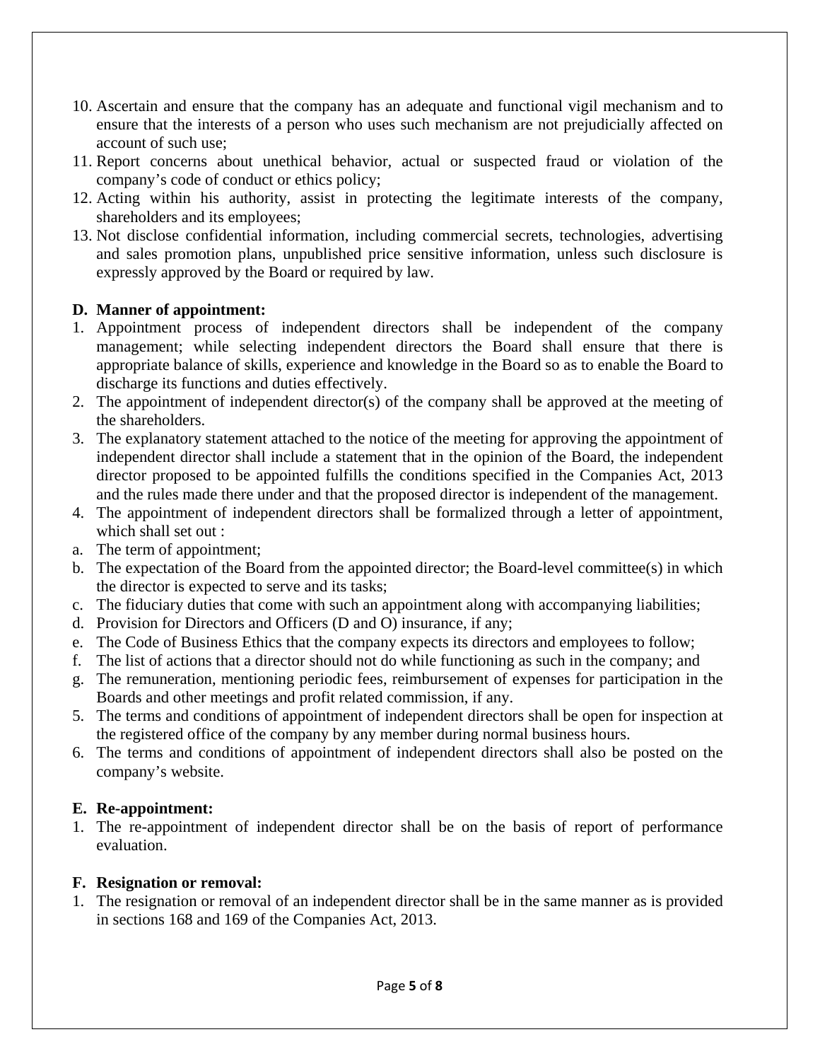10. Ascertain and ensure that the company has an adequate and functional vigil mechanism and to ensure that the interests of a person who uses such mechanism are not prejudicially affected on account of such use;
11. Report concerns about unethical behavior, actual or suspected fraud or violation of the company's code of conduct or ethics policy;
12. Acting within his authority, assist in protecting the legitimate interests of the company, shareholders and its employees;
13. Not disclose confidential information, including commercial secrets, technologies, advertising and sales promotion plans, unpublished price sensitive information, unless such disclosure is expressly approved by the Board or required by law.

**D. Manner of appointment:**

1. Appointment process of independent directors shall be independent of the company management; while selecting independent directors the Board shall ensure that there is appropriate balance of skills, experience and knowledge in the Board so as to enable the Board to discharge its functions and duties effectively.
2. The appointment of independent director(s) of the company shall be approved at the meeting of the shareholders.
3. The explanatory statement attached to the notice of the meeting for approving the appointment of independent director shall include a statement that in the opinion of the Board, the independent director proposed to be appointed fulfills the conditions specified in the Companies Act, 2013 and the rules made there under and that the proposed director is independent of the management.
4. The appointment of independent directors shall be formalized through a letter of appointment, which shall set out :

a. The term of appointment;
b. The expectation of the Board from the appointed director; the Board-level committee(s) in which the director is expected to serve and its tasks;
c. The fiduciary duties that come with such an appointment along with accompanying liabilities;
d. Provision for Directors and Officers (D and O) insurance, if any;
e. The Code of Business Ethics that the company expects its directors and employees to follow;
f. The list of actions that a director should not do while functioning as such in the company; and
g. The remuneration, mentioning periodic fees, reimbursement of expenses for participation in the Boards and other meetings and profit related commission, if any.

5. The terms and conditions of appointment of independent directors shall be open for inspection at the registered office of the company by any member during normal business hours.
6. The terms and conditions of appointment of independent directors shall also be posted on the company's website.

**E. Re-appointment:**

1. The re-appointment of independent director shall be on the basis of report of performance evaluation.

**F. Resignation or removal:**

1. The resignation or removal of an independent director shall be in the same manner as is provided in sections 168 and 169 of the Companies Act, 2013.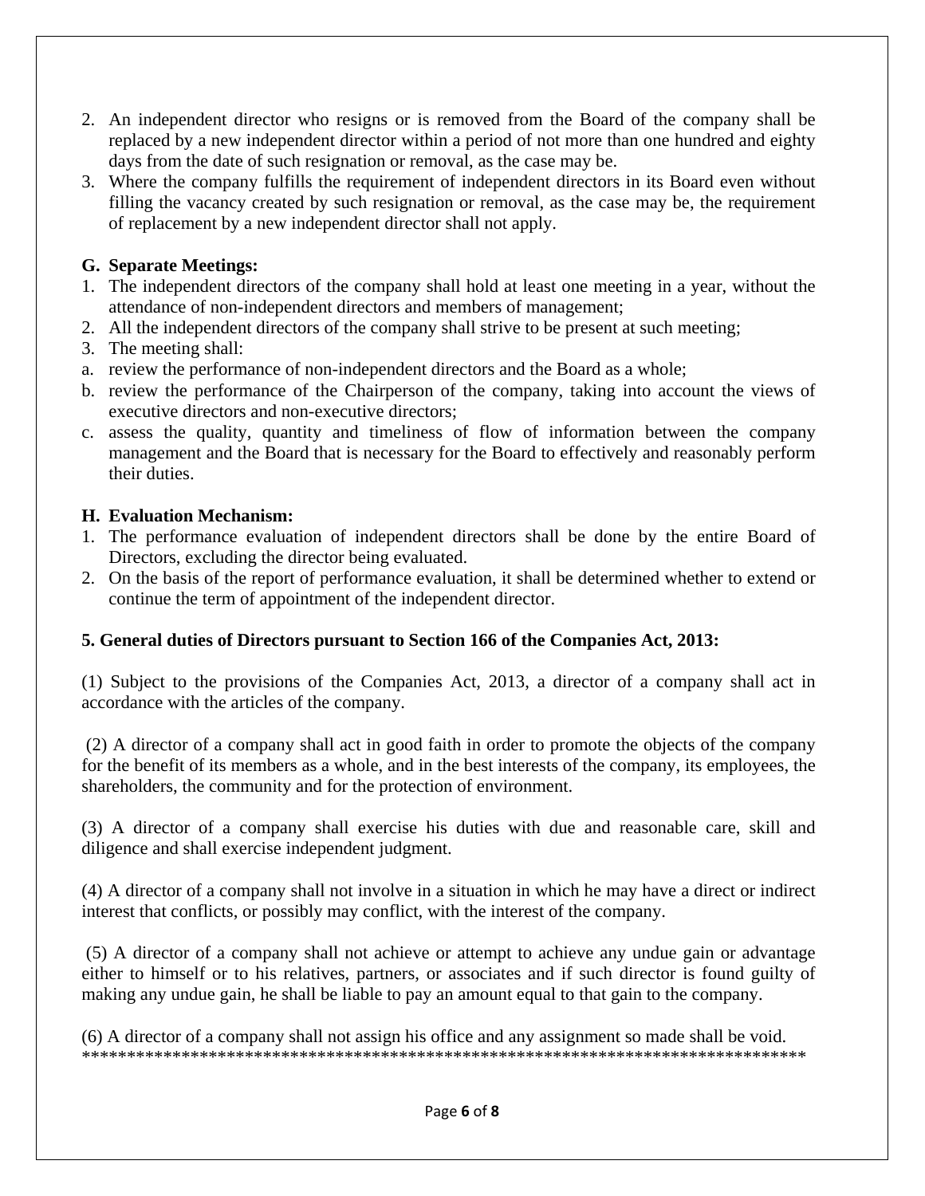2. An independent director who resigns or is removed from the Board of the company shall be replaced by a new independent director within a period of not more than one hundred and eighty days from the date of such resignation or removal, as the case may be.
3. Where the company fulfills the requirement of independent directors in its Board even without filling the vacancy created by such resignation or removal, as the case may be, the requirement of replacement by a new independent director shall not apply.

**G. Separate Meetings:**

1. The independent directors of the company shall hold at least one meeting in a year, without the attendance of non-independent directors and members of management;
2. All the independent directors of the company shall strive to be present at such meeting;
3. The meeting shall:

a. review the performance of non-independent directors and the Board as a whole;

b. review the performance of the Chairperson of the company, taking into account the views of executive directors and non-executive directors;

c. assess the quality, quantity and timeliness of flow of information between the company management and the Board that is necessary for the Board to effectively and reasonably perform their duties.

**H. Evaluation Mechanism:**

1. The performance evaluation of independent directors shall be done by the entire Board of Directors, excluding the director being evaluated.
2. On the basis of the report of performance evaluation, it shall be determined whether to extend or continue the term of appointment of the independent director.

**5. General duties of Directors pursuant to Section 166 of the Companies Act, 2013:**

(1) Subject to the provisions of the Companies Act, 2013, a director of a company shall act in accordance with the articles of the company.

(2) A director of a company shall act in good faith in order to promote the objects of the company for the benefit of its members as a whole, and in the best interests of the company, its employees, the shareholders, the community and for the protection of environment.

(3) A director of a company shall exercise his duties with due and reasonable care, skill and diligence and shall exercise independent judgment.

(4) A director of a company shall not involve in a situation in which he may have a direct or indirect interest that conflicts, or possibly may conflict, with the interest of the company.

(5) A director of a company shall not achieve or attempt to achieve any undue gain or advantage either to himself or to his relatives, partners, or associates and if such director is found guilty of making any undue gain, he shall be liable to pay an amount equal to that gain to the company.

(6) A director of a company shall not assign his office and any assignment so made shall be void.
**********************************************************************************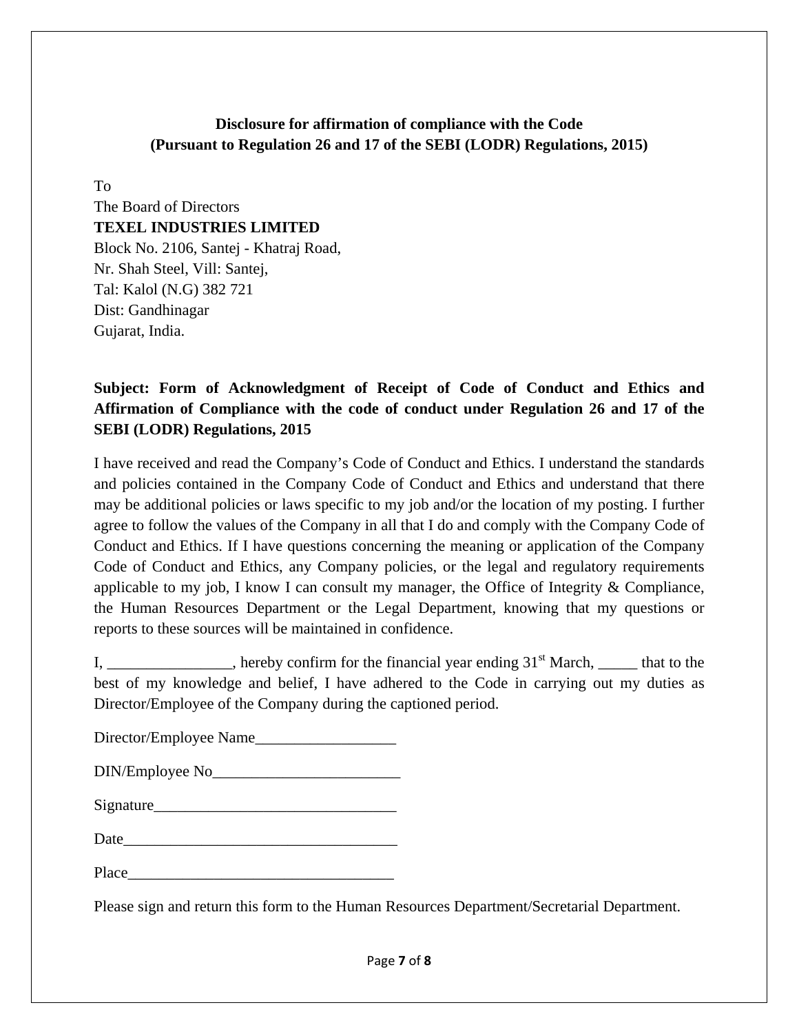**Disclosure for affirmation of compliance with the Code**
**(Pursuant to Regulation 26 and 17 of the SEBI (LODR) Regulations, 2015)**

To
The Board of Directors
**TEXEL INDUSTRIES LIMITED**
Block No. 2106, Santej - Khatraj Road,
Nr. Shah Steel, Vill: Santej,
Tal: Kalol (N.G) 382 721
Dist: Gandhinagar
Gujarat, India.

**Subject: Form of Acknowledgment of Receipt of Code of Conduct and Ethics and Affirmation of Compliance with the code of conduct under Regulation 26 and 17 of the SEBI (LODR) Regulations, 2015**

I have received and read the Company's Code of Conduct and Ethics. I understand the standards and policies contained in the Company Code of Conduct and Ethics and understand that there may be additional policies or laws specific to my job and/or the location of my posting. I further agree to follow the values of the Company in all that I do and comply with the Company Code of Conduct and Ethics. If I have questions concerning the meaning or application of the Company Code of Conduct and Ethics, any Company policies, or the legal and regulatory requirements applicable to my job, I know I can consult my manager, the Office of Integrity & Compliance, the Human Resources Department or the Legal Department, knowing that my questions or reports to these sources will be maintained in confidence.

I, ________________, hereby confirm for the financial year ending 31st March, _____ that to the best of my knowledge and belief, I have adhered to the Code in carrying out my duties as Director/Employee of the Company during the captioned period.

Director/Employee Name__________________

DIN/Employee No________________________

Signature_______________________________

Date___________________________________

Place__________________________________

Please sign and return this form to the Human Resources Department/Secretarial Department.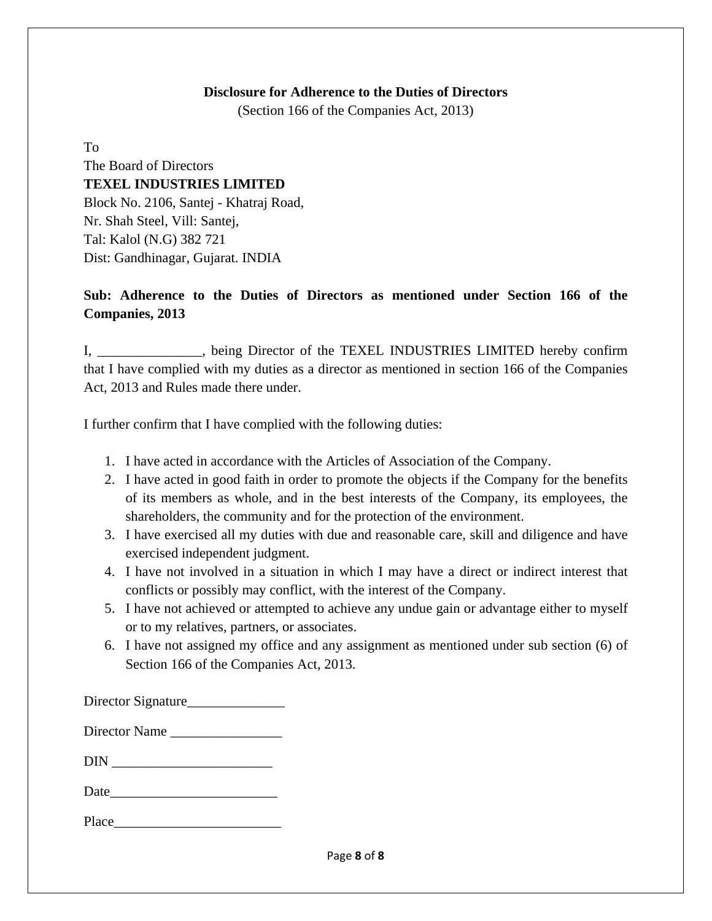**Disclosure for Adherence to the Duties of Directors**

(Section 166 of the Companies Act, 2013)

To
The Board of Directors
**TEXEL INDUSTRIES LIMITED**
Block No. 2106, Santej - Khatraj Road,
Nr. Shah Steel, Vill: Santej,
Tal: Kalol (N.G) 382 721
Dist: Gandhinagar, Gujarat. INDIA

**Sub: Adherence to the Duties of Directors as mentioned under Section 166 of the Companies, 2013**

I, _______________, being Director of the TEXEL INDUSTRIES LIMITED hereby confirm that I have complied with my duties as a director as mentioned in section 166 of the Companies Act, 2013 and Rules made there under.

I further confirm that I have complied with the following duties:

1. I have acted in accordance with the Articles of Association of the Company.
2. I have acted in good faith in order to promote the objects if the Company for the benefits of its members as whole, and in the best interests of the Company, its employees, the shareholders, the community and for the protection of the environment.
3. I have exercised all my duties with due and reasonable care, skill and diligence and have exercised independent judgment.
4. I have not involved in a situation in which I may have a direct or indirect interest that conflicts or possibly may conflict, with the interest of the Company.
5. I have not achieved or attempted to achieve any undue gain or advantage either to myself or to my relatives, partners, or associates.
6. I have not assigned my office and any assignment as mentioned under sub section (6) of Section 166 of the Companies Act, 2013.

Director Signature______________

Director Name ________________

DIN _______________________

Date________________________

Place________________________